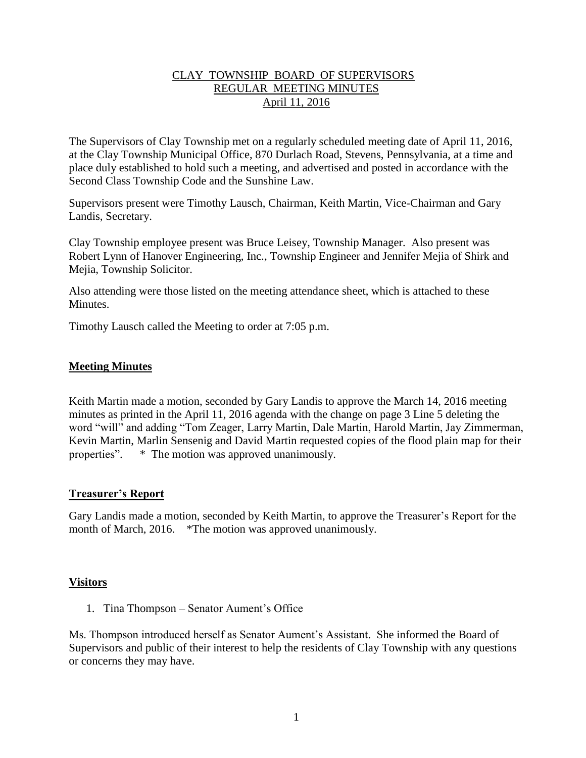# CLAY TOWNSHIP BOARD OF SUPERVISORS
## REGULAR MEETING MINUTES
### April 11, 2016

The Supervisors of Clay Township met on a regularly scheduled meeting date of April 11, 2016, at the Clay Township Municipal Office, 870 Durlach Road, Stevens, Pennsylvania, at a time and place duly established to hold such a meeting, and advertised and posted in accordance with the Second Class Township Code and the Sunshine Law.

Supervisors present were Timothy Lausch, Chairman, Keith Martin, Vice-Chairman and Gary Landis, Secretary.

Clay Township employee present was Bruce Leisey, Township Manager. Also present was Robert Lynn of Hanover Engineering, Inc., Township Engineer and Jennifer Mejia of Shirk and Mejia, Township Solicitor.

Also attending were those listed on the meeting attendance sheet, which is attached to these Minutes.

Timothy Lausch called the Meeting to order at 7:05 p.m.

## Meeting Minutes

Keith Martin made a motion, seconded by Gary Landis to approve the March 14, 2016 meeting minutes as printed in the April 11, 2016 agenda with the change on page 3 Line 5 deleting the word "will" and adding "Tom Zeager, Larry Martin, Dale Martin, Harold Martin, Jay Zimmerman, Kevin Martin, Marlin Sensenig and David Martin requested copies of the flood plain map for their properties". * The motion was approved unanimously.

## Treasurer's Report

Gary Landis made a motion, seconded by Keith Martin, to approve the Treasurer's Report for the month of March, 2016. *The motion was approved unanimously.

## Visitors

1. Tina Thompson – Senator Aument's Office

Ms. Thompson introduced herself as Senator Aument's Assistant. She informed the Board of Supervisors and public of their interest to help the residents of Clay Township with any questions or concerns they may have.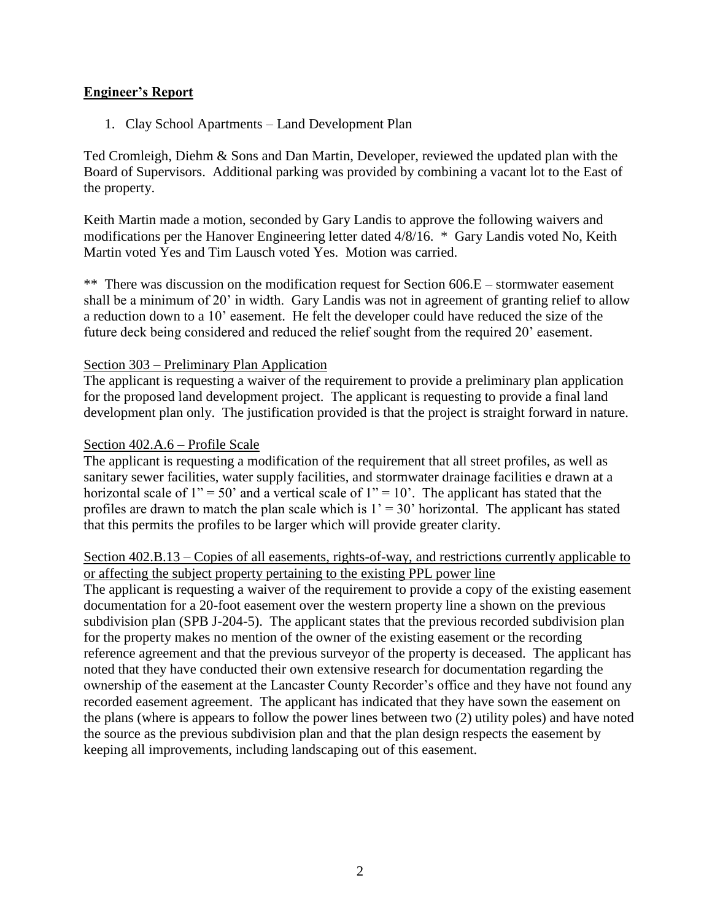## **Engineer's Report**

1. Clay School Apartments – Land Development Plan

Ted Cromleigh, Diehm & Sons and Dan Martin, Developer, reviewed the updated plan with the Board of Supervisors. Additional parking was provided by combining a vacant lot to the East of the property.

Keith Martin made a motion, seconded by Gary Landis to approve the following waivers and modifications per the Hanover Engineering letter dated 4/8/16. * Gary Landis voted No, Keith Martin voted Yes and Tim Lausch voted Yes. Motion was carried.

** There was discussion on the modification request for Section 606.E – stormwater easement shall be a minimum of 20' in width. Gary Landis was not in agreement of granting relief to allow a reduction down to a 10' easement. He felt the developer could have reduced the size of the future deck being considered and reduced the relief sought from the required 20' easement.

<u>Section 303 – Preliminary Plan Application</u>

The applicant is requesting a waiver of the requirement to provide a preliminary plan application for the proposed land development project. The applicant is requesting to provide a final land development plan only. The justification provided is that the project is straight forward in nature.

<u>Section 402.A.6 – Profile Scale</u>

The applicant is requesting a modification of the requirement that all street profiles, as well as sanitary sewer facilities, water supply facilities, and stormwater drainage facilities e drawn at a horizontal scale of 1" = 50' and a vertical scale of 1" = 10'. The applicant has stated that the profiles are drawn to match the plan scale which is 1' = 30' horizontal. The applicant has stated that this permits the profiles to be larger which will provide greater clarity.

<u>Section 402.B.13 – Copies of all easements, rights-of-way, and restrictions currently applicable to or affecting the subject property pertaining to the existing PPL power line</u>

The applicant is requesting a waiver of the requirement to provide a copy of the existing easement documentation for a 20-foot easement over the western property line a shown on the previous subdivision plan (SPB J-204-5). The applicant states that the previous recorded subdivision plan for the property makes no mention of the owner of the existing easement or the recording reference agreement and that the previous surveyor of the property is deceased. The applicant has noted that they have conducted their own extensive research for documentation regarding the ownership of the easement at the Lancaster County Recorder's office and they have not found any recorded easement agreement. The applicant has indicated that they have sown the easement on the plans (where is appears to follow the power lines between two (2) utility poles) and have noted the source as the previous subdivision plan and that the plan design respects the easement by keeping all improvements, including landscaping out of this easement.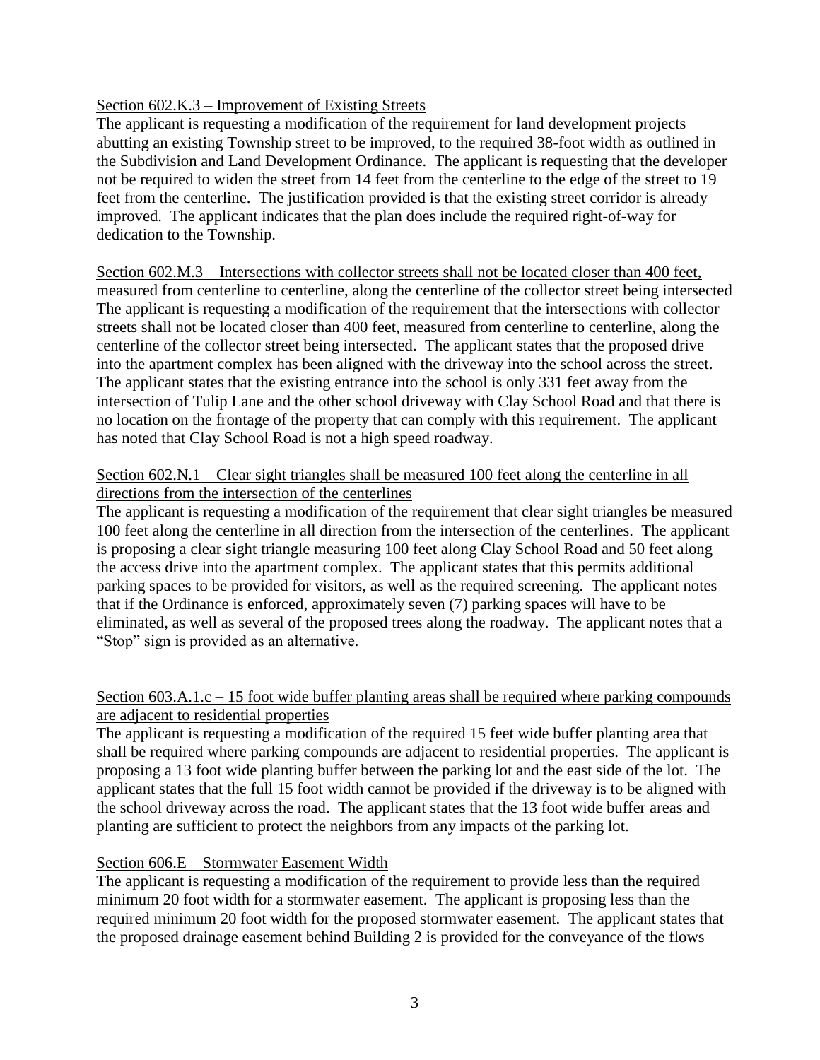<u>Section 602.K.3 – Improvement of Existing Streets</u>

The applicant is requesting a modification of the requirement for land development projects abutting an existing Township street to be improved, to the required 38-foot width as outlined in the Subdivision and Land Development Ordinance. The applicant is requesting that the developer not be required to widen the street from 14 feet from the centerline to the edge of the street to 19 feet from the centerline. The justification provided is that the existing street corridor is already improved. The applicant indicates that the plan does include the required right-of-way for dedication to the Township.

<u>Section 602.M.3 – Intersections with collector streets shall not be located closer than 400 feet, measured from centerline to centerline, along the centerline of the collector street being intersected</u>

The applicant is requesting a modification of the requirement that the intersections with collector streets shall not be located closer than 400 feet, measured from centerline to centerline, along the centerline of the collector street being intersected. The applicant states that the proposed drive into the apartment complex has been aligned with the driveway into the school across the street. The applicant states that the existing entrance into the school is only 331 feet away from the intersection of Tulip Lane and the other school driveway with Clay School Road and that there is no location on the frontage of the property that can comply with this requirement. The applicant has noted that Clay School Road is not a high speed roadway.

<u>Section 602.N.1 – Clear sight triangles shall be measured 100 feet along the centerline in all directions from the intersection of the centerlines</u>

The applicant is requesting a modification of the requirement that clear sight triangles be measured 100 feet along the centerline in all direction from the intersection of the centerlines. The applicant is proposing a clear sight triangle measuring 100 feet along Clay School Road and 50 feet along the access drive into the apartment complex. The applicant states that this permits additional parking spaces to be provided for visitors, as well as the required screening. The applicant notes that if the Ordinance is enforced, approximately seven (7) parking spaces will have to be eliminated, as well as several of the proposed trees along the roadway. The applicant notes that a "Stop" sign is provided as an alternative.

<u>Section 603.A.1.c – 15 foot wide buffer planting areas shall be required where parking compounds are adjacent to residential properties</u>

The applicant is requesting a modification of the required 15 feet wide buffer planting area that shall be required where parking compounds are adjacent to residential properties. The applicant is proposing a 13 foot wide planting buffer between the parking lot and the east side of the lot. The applicant states that the full 15 foot width cannot be provided if the driveway is to be aligned with the school driveway across the road. The applicant states that the 13 foot wide buffer areas and planting are sufficient to protect the neighbors from any impacts of the parking lot.

<u>Section 606.E – Stormwater Easement Width</u>

The applicant is requesting a modification of the requirement to provide less than the required minimum 20 foot width for a stormwater easement. The applicant is proposing less than the required minimum 20 foot width for the proposed stormwater easement. The applicant states that the proposed drainage easement behind Building 2 is provided for the conveyance of the flows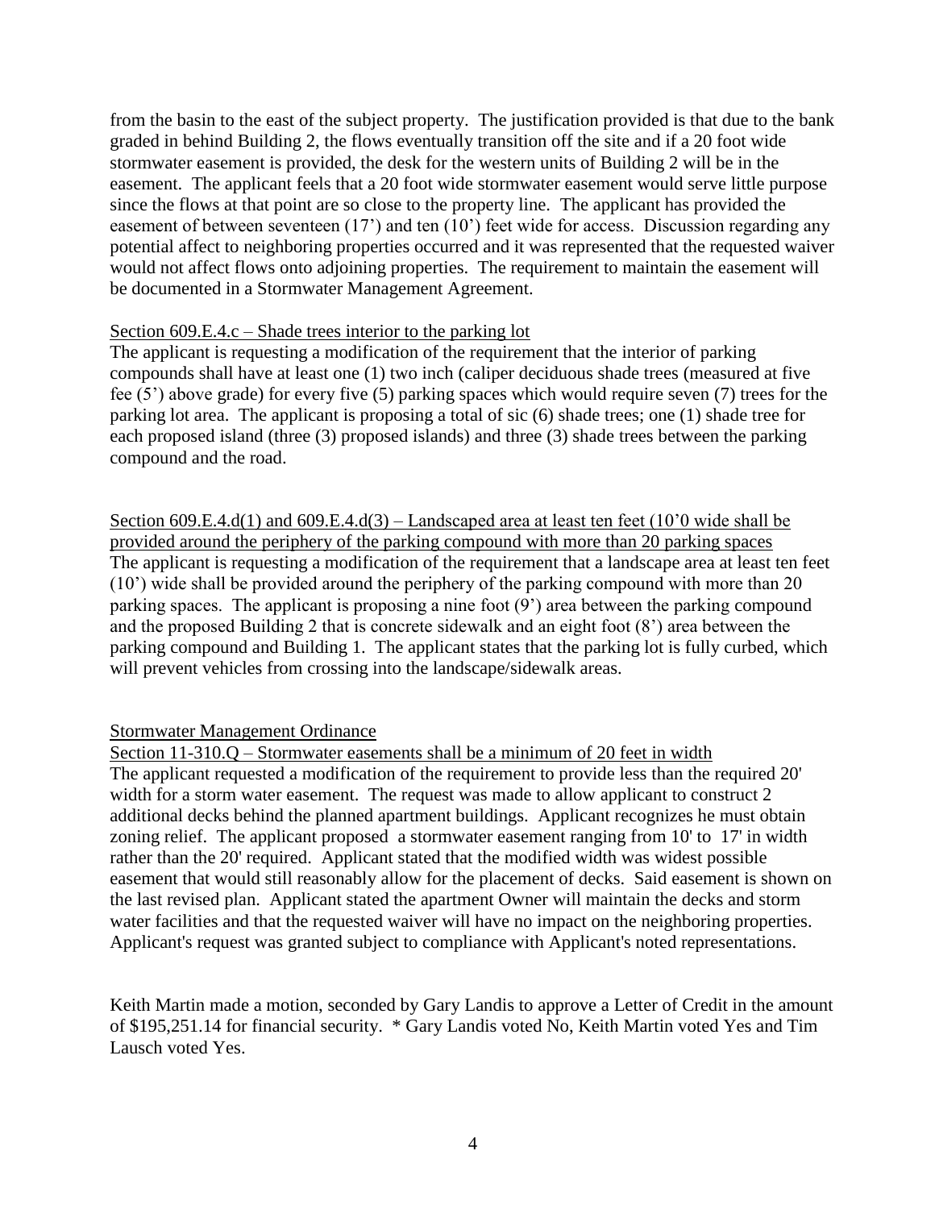from the basin to the east of the subject property. The justification provided is that due to the bank graded in behind Building 2, the flows eventually transition off the site and if a 20 foot wide stormwater easement is provided, the desk for the western units of Building 2 will be in the easement. The applicant feels that a 20 foot wide stormwater easement would serve little purpose since the flows at that point are so close to the property line. The applicant has provided the easement of between seventeen (17') and ten (10') feet wide for access. Discussion regarding any potential affect to neighboring properties occurred and it was represented that the requested waiver would not affect flows onto adjoining properties. The requirement to maintain the easement will be documented in a Stormwater Management Agreement.

<u>Section 609.E.4.c – Shade trees interior to the parking lot</u>

The applicant is requesting a modification of the requirement that the interior of parking compounds shall have at least one (1) two inch (caliper deciduous shade trees (measured at five fee (5') above grade) for every five (5) parking spaces which would require seven (7) trees for the parking lot area. The applicant is proposing a total of sic (6) shade trees; one (1) shade tree for each proposed island (three (3) proposed islands) and three (3) shade trees between the parking compound and the road.

<u>Section 609.E.4.d(1) and 609.E.4.d(3) – Landscaped area at least ten feet (10'0 wide shall be provided around the periphery of the parking compound with more than 20 parking spaces</u>

The applicant is requesting a modification of the requirement that a landscape area at least ten feet (10') wide shall be provided around the periphery of the parking compound with more than 20 parking spaces. The applicant is proposing a nine foot (9') area between the parking compound and the proposed Building 2 that is concrete sidewalk and an eight foot (8') area between the parking compound and Building 1. The applicant states that the parking lot is fully curbed, which will prevent vehicles from crossing into the landscape/sidewalk areas.

<u>Stormwater Management Ordinance</u>

<u>Section 11-310.Q – Stormwater easements shall be a minimum of 20 feet in width</u>

The applicant requested a modification of the requirement to provide less than the required 20' width for a storm water easement. The request was made to allow applicant to construct 2 additional decks behind the planned apartment buildings. Applicant recognizes he must obtain zoning relief. The applicant proposed a stormwater easement ranging from 10' to 17' in width rather than the 20' required. Applicant stated that the modified width was widest possible easement that would still reasonably allow for the placement of decks. Said easement is shown on the last revised plan. Applicant stated the apartment Owner will maintain the decks and storm water facilities and that the requested waiver will have no impact on the neighboring properties. Applicant's request was granted subject to compliance with Applicant's noted representations.

Keith Martin made a motion, seconded by Gary Landis to approve a Letter of Credit in the amount of $195,251.14 for financial security. * Gary Landis voted No, Keith Martin voted Yes and Tim Lausch voted Yes.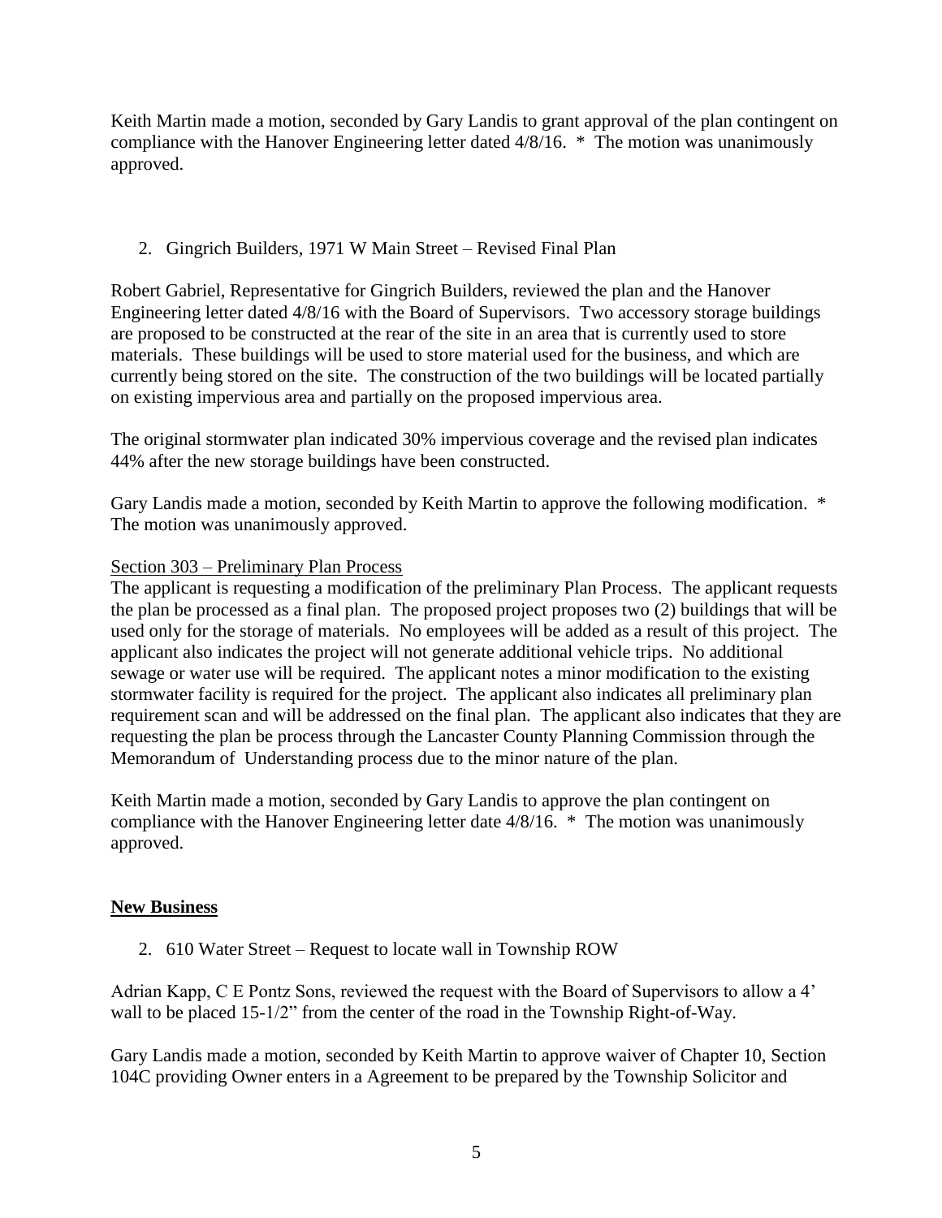Keith Martin made a motion, seconded by Gary Landis to grant approval of the plan contingent on compliance with the Hanover Engineering letter dated 4/8/16. * The motion was unanimously approved.

2. Gingrich Builders, 1971 W Main Street – Revised Final Plan

Robert Gabriel, Representative for Gingrich Builders, reviewed the plan and the Hanover Engineering letter dated 4/8/16 with the Board of Supervisors. Two accessory storage buildings are proposed to be constructed at the rear of the site in an area that is currently used to store materials. These buildings will be used to store material used for the business, and which are currently being stored on the site. The construction of the two buildings will be located partially on existing impervious area and partially on the proposed impervious area.

The original stormwater plan indicated 30% impervious coverage and the revised plan indicates 44% after the new storage buildings have been constructed.

Gary Landis made a motion, seconded by Keith Martin to approve the following modification. * The motion was unanimously approved.

<u>Section 303 – Preliminary Plan Process</u>

The applicant is requesting a modification of the preliminary Plan Process. The applicant requests the plan be processed as a final plan. The proposed project proposes two (2) buildings that will be used only for the storage of materials. No employees will be added as a result of this project. The applicant also indicates the project will not generate additional vehicle trips. No additional sewage or water use will be required. The applicant notes a minor modification to the existing stormwater facility is required for the project. The applicant also indicates all preliminary plan requirement scan and will be addressed on the final plan. The applicant also indicates that they are requesting the plan be process through the Lancaster County Planning Commission through the Memorandum of Understanding process due to the minor nature of the plan.

Keith Martin made a motion, seconded by Gary Landis to approve the plan contingent on compliance with the Hanover Engineering letter date 4/8/16. * The motion was unanimously approved.

**<u>New Business</u>**

2. 610 Water Street – Request to locate wall in Township ROW

Adrian Kapp, C E Pontz Sons, reviewed the request with the Board of Supervisors to allow a 4' wall to be placed 15-1/2" from the center of the road in the Township Right-of-Way.

Gary Landis made a motion, seconded by Keith Martin to approve waiver of Chapter 10, Section 104C providing Owner enters in a Agreement to be prepared by the Township Solicitor and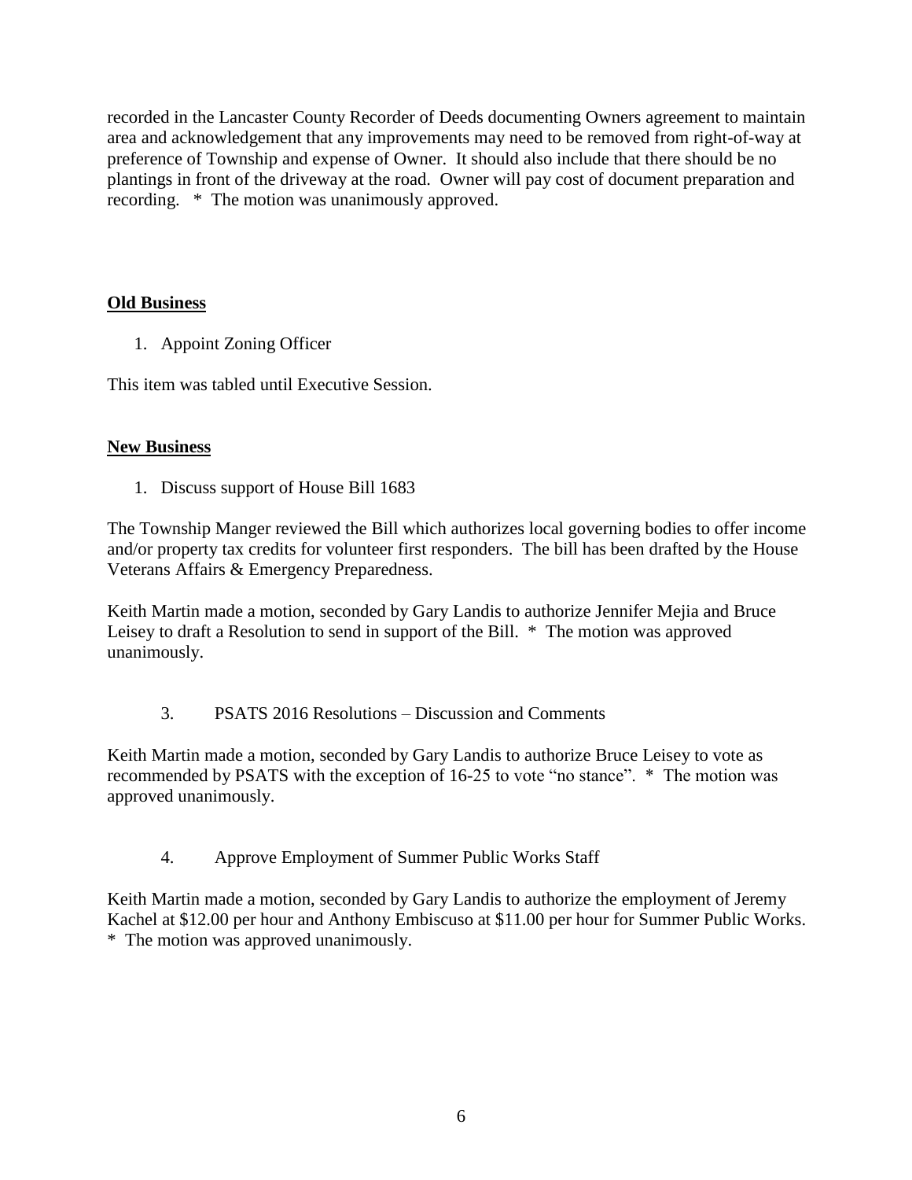recorded in the Lancaster County Recorder of Deeds documenting Owners agreement to maintain area and acknowledgement that any improvements may need to be removed from right-of-way at preference of Township and expense of Owner. It should also include that there should be no plantings in front of the driveway at the road. Owner will pay cost of document preparation and recording. * The motion was unanimously approved.

**Old Business**

1. Appoint Zoning Officer

This item was tabled until Executive Session.

**New Business**

1. Discuss support of House Bill 1683

The Township Manger reviewed the Bill which authorizes local governing bodies to offer income and/or property tax credits for volunteer first responders. The bill has been drafted by the House Veterans Affairs & Emergency Preparedness.

Keith Martin made a motion, seconded by Gary Landis to authorize Jennifer Mejia and Bruce Leisey to draft a Resolution to send in support of the Bill. * The motion was approved unanimously.

3. PSATS 2016 Resolutions – Discussion and Comments

Keith Martin made a motion, seconded by Gary Landis to authorize Bruce Leisey to vote as recommended by PSATS with the exception of 16-25 to vote "no stance". * The motion was approved unanimously.

4. Approve Employment of Summer Public Works Staff

Keith Martin made a motion, seconded by Gary Landis to authorize the employment of Jeremy Kachel at $12.00 per hour and Anthony Embiscuso at $11.00 per hour for Summer Public Works. * The motion was approved unanimously.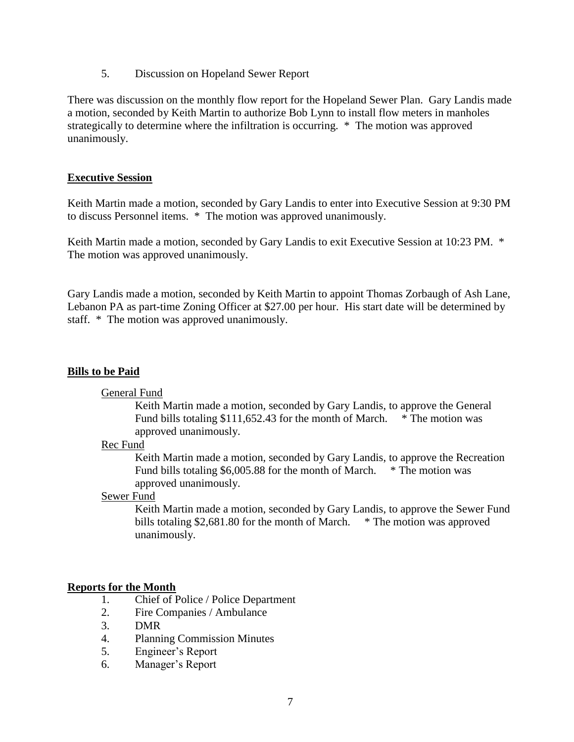5. Discussion on Hopeland Sewer Report

There was discussion on the monthly flow report for the Hopeland Sewer Plan. Gary Landis made a motion, seconded by Keith Martin to authorize Bob Lynn to install flow meters in manholes strategically to determine where the infiltration is occurring. * The motion was approved unanimously.

**Executive Session**

Keith Martin made a motion, seconded by Gary Landis to enter into Executive Session at 9:30 PM to discuss Personnel items. * The motion was approved unanimously.

Keith Martin made a motion, seconded by Gary Landis to exit Executive Session at 10:23 PM. * The motion was approved unanimously.

Gary Landis made a motion, seconded by Keith Martin to appoint Thomas Zorbaugh of Ash Lane, Lebanon PA as part-time Zoning Officer at $27.00 per hour. His start date will be determined by staff. * The motion was approved unanimously.

**Bills to be Paid**

General Fund

Keith Martin made a motion, seconded by Gary Landis, to approve the General Fund bills totaling $111,652.43 for the month of March. * The motion was approved unanimously.

Rec Fund

Keith Martin made a motion, seconded by Gary Landis, to approve the Recreation Fund bills totaling $6,005.88 for the month of March. * The motion was approved unanimously.

Sewer Fund

Keith Martin made a motion, seconded by Gary Landis, to approve the Sewer Fund bills totaling $2,681.80 for the month of March. * The motion was approved unanimously.

**Reports for the Month**

1. Chief of Police / Police Department
2. Fire Companies / Ambulance
3. DMR
4. Planning Commission Minutes
5. Engineer's Report
6. Manager's Report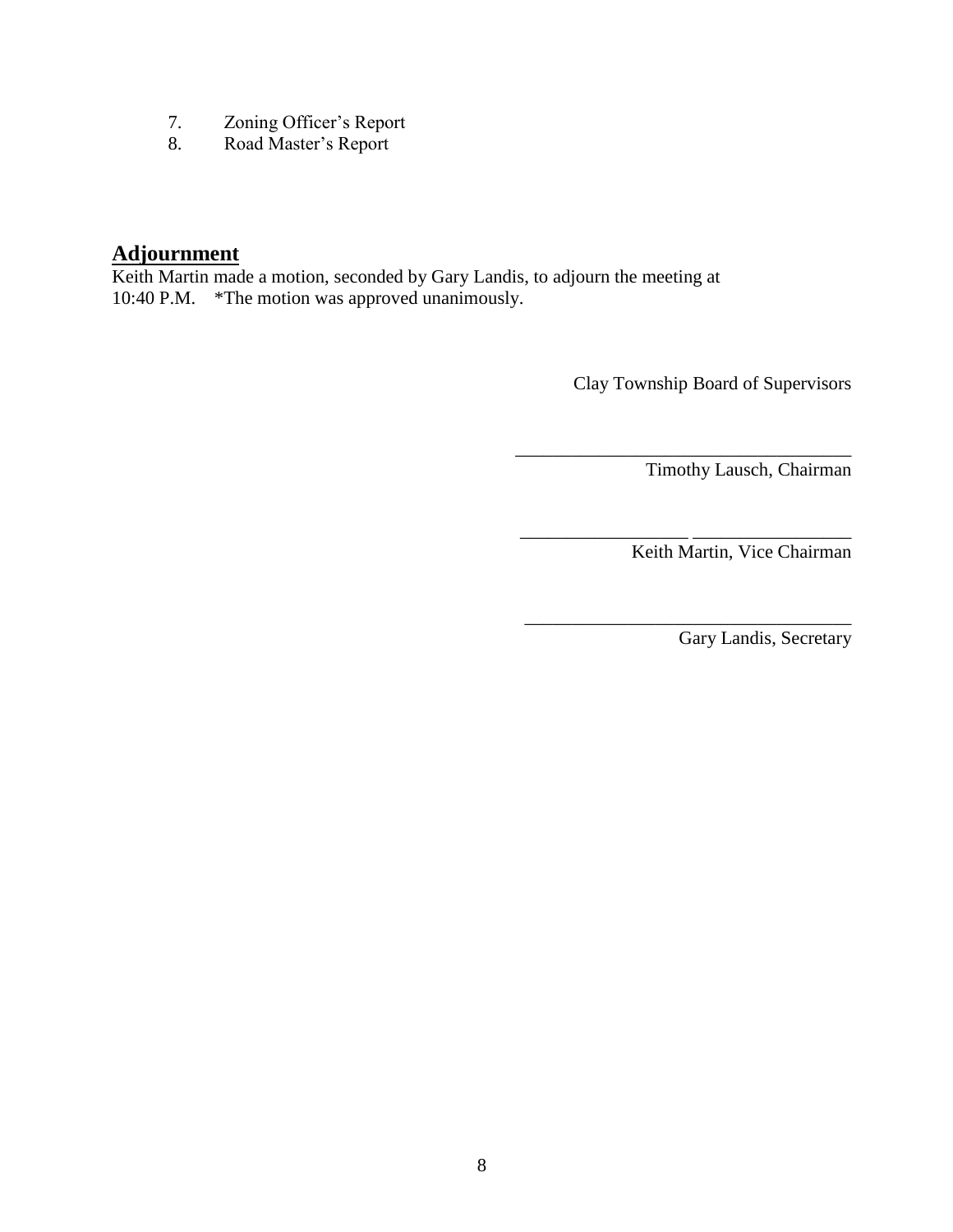7. Zoning Officer's Report
8. Road Master's Report

## Adjournment

Keith Martin made a motion, seconded by Gary Landis, to adjourn the meeting at 10:40 P.M. *The motion was approved unanimously.

Clay Township Board of Supervisors

___________________________________
Timothy Lausch, Chairman

_________________ ________________
Keith Martin, Vice Chairman

___________________________________
Gary Landis, Secretary